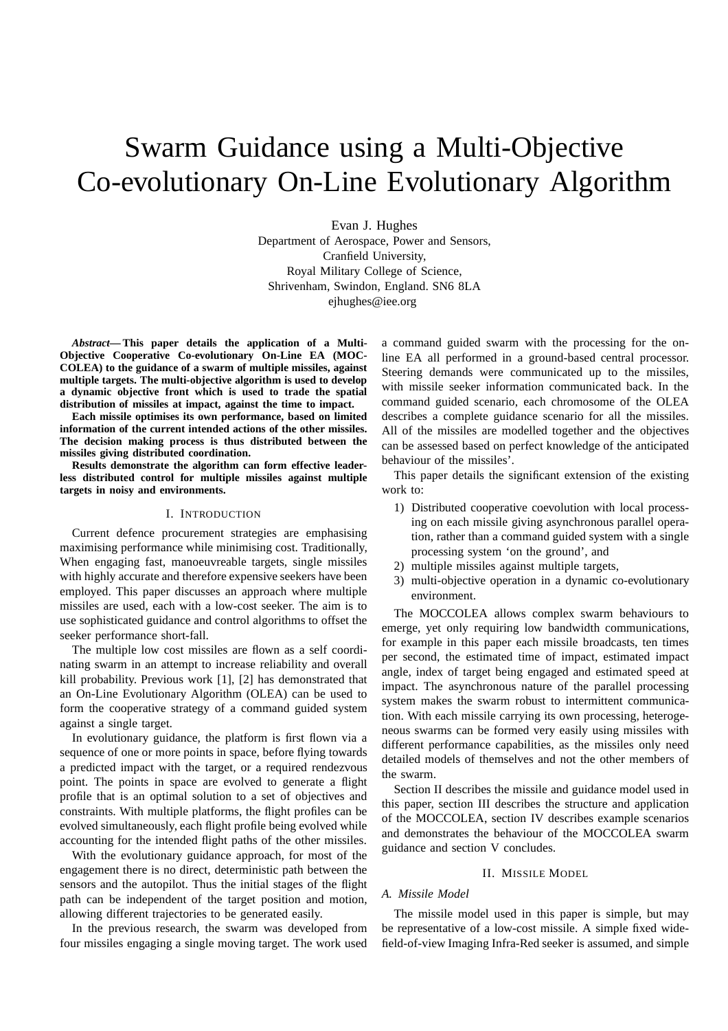# Swarm Guidance using a Multi-Objective Co-evolutionary On-Line Evolutionary Algorithm

Evan J. Hughes
Department of Aerospace, Power and Sensors,
Cranfield University,
Royal Military College of Science,
Shrivenham, Swindon, England. SN6 8LA
ejhughes@iee.org

***Abstract*— This paper details the application of a Multi-Objective Cooperative Co-evolutionary On-Line EA (MOCCOLEA) to the guidance of a swarm of multiple missiles, against multiple targets. The multi-objective algorithm is used to develop a dynamic objective front which is used to trade the spatial distribution of missiles at impact, against the time to impact.**

**Each missile optimises its own performance, based on limited information of the current intended actions of the other missiles. The decision making process is thus distributed between the missiles giving distributed coordination.**

**Results demonstrate the algorithm can form effective leaderless distributed control for multiple missiles against multiple targets in noisy and environments.**

## I. Introduction

Current defence procurement strategies are emphasising maximising performance while minimising cost. Traditionally, When engaging fast, manoeuvreable targets, single missiles with highly accurate and therefore expensive seekers have been employed. This paper discusses an approach where multiple missiles are used, each with a low-cost seeker. The aim is to use sophisticated guidance and control algorithms to offset the seeker performance short-fall.

The multiple low cost missiles are flown as a self coordinating swarm in an attempt to increase reliability and overall kill probability. Previous work [1], [2] has demonstrated that an On-Line Evolutionary Algorithm (OLEA) can be used to form the cooperative strategy of a command guided system against a single target.

In evolutionary guidance, the platform is first flown via a sequence of one or more points in space, before flying towards a predicted impact with the target, or a required rendezvous point. The points in space are evolved to generate a flight profile that is an optimal solution to a set of objectives and constraints. With multiple platforms, the flight profiles can be evolved simultaneously, each flight profile being evolved while accounting for the intended flight paths of the other missiles.

With the evolutionary guidance approach, for most of the engagement there is no direct, deterministic path between the sensors and the autopilot. Thus the initial stages of the flight path can be independent of the target position and motion, allowing different trajectories to be generated easily.

In the previous research, the swarm was developed from four missiles engaging a single moving target. The work used a command guided swarm with the processing for the on-line EA all performed in a ground-based central processor. Steering demands were communicated up to the missiles, with missile seeker information communicated back. In the command guided scenario, each chromosome of the OLEA describes a complete guidance scenario for all the missiles. All of the missiles are modelled together and the objectives can be assessed based on perfect knowledge of the anticipated behaviour of the missiles'.

This paper details the significant extension of the existing work to:

1) Distributed cooperative coevolution with local processing on each missile giving asynchronous parallel operation, rather than a command guided system with a single processing system 'on the ground', and
2) multiple missiles against multiple targets,
3) multi-objective operation in a dynamic co-evolutionary environment.

The MOCCOLEA allows complex swarm behaviours to emerge, yet only requiring low bandwidth communications, for example in this paper each missile broadcasts, ten times per second, the estimated time of impact, estimated impact angle, index of target being engaged and estimated speed at impact. The asynchronous nature of the parallel processing system makes the swarm robust to intermittent communication. With each missile carrying its own processing, heterogeneous swarms can be formed very easily using missiles with different performance capabilities, as the missiles only need detailed models of themselves and not the other members of the swarm.

Section II describes the missile and guidance model used in this paper, section III describes the structure and application of the MOCCOLEA, section IV describes example scenarios and demonstrates the behaviour of the MOCCOLEA swarm guidance and section V concludes.

## II. Missile Model

### A. Missile Model

The missile model used in this paper is simple, but may be representative of a low-cost missile. A simple fixed wide-field-of-view Imaging Infra-Red seeker is assumed, and simple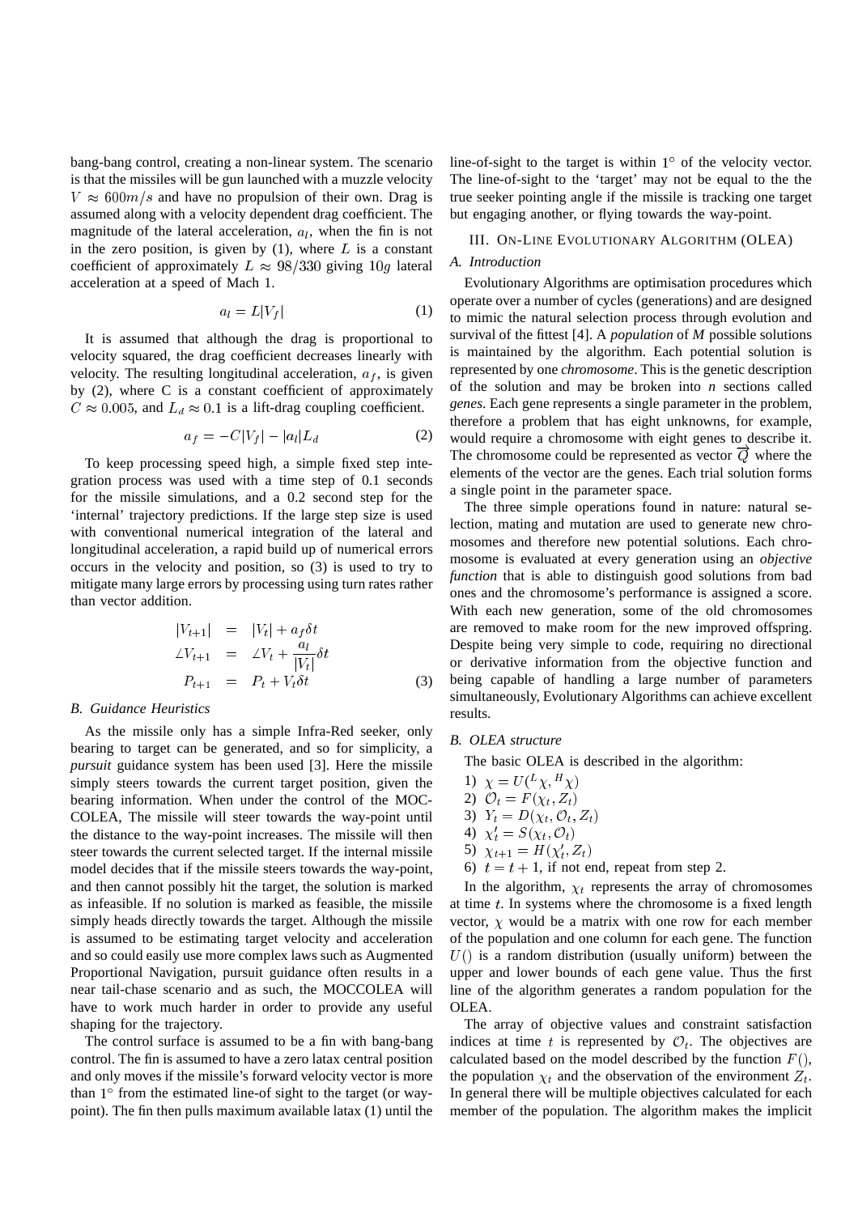bang-bang control, creating a non-linear system. The scenario is that the missiles will be gun launched with a muzzle velocity $V \approx 600m/s$ and have no propulsion of their own. Drag is assumed along with a velocity dependent drag coefficient. The magnitude of the lateral acceleration, $a_l$, when the fin is not in the zero position, is given by (1), where $L$ is a constant coefficient of approximately $L \approx 98/330$ giving $10g$ lateral acceleration at a speed of Mach 1.

$$a_l = L|V_f| \tag{1}$$

It is assumed that although the drag is proportional to velocity squared, the drag coefficient decreases linearly with velocity. The resulting longitudinal acceleration, $a_f$, is given by (2), where C is a constant coefficient of approximately $C \approx 0.005$, and $L_d \approx 0.1$ is a lift-drag coupling coefficient.

$$a_f = -C|V_f| - |a_l|L_d \tag{2}$$

To keep processing speed high, a simple fixed step integration process was used with a time step of 0.1 seconds for the missile simulations, and a 0.2 second step for the 'internal' trajectory predictions. If the large step size is used with conventional numerical integration of the lateral and longitudinal acceleration, a rapid build up of numerical errors occurs in the velocity and position, so (3) is used to try to mitigate many large errors by processing using turn rates rather than vector addition.

$$\begin{aligned}
|V_{t+1}| &= |V_t| + a_f \delta t \\
\angle V_{t+1} &= \angle V_t + \frac{a_l}{|V_t|}\delta t \\
P_{t+1} &= P_t + V_t \delta t
\end{aligned} \tag{3}$$

### B. Guidance Heuristics

As the missile only has a simple Infra-Red seeker, only bearing to target can be generated, and so for simplicity, a *pursuit* guidance system has been used [3]. Here the missile simply steers towards the current target position, given the bearing information. When under the control of the MOC-COLEA, The missile will steer towards the way-point until the distance to the way-point increases. The missile will then steer towards the current selected target. If the internal missile model decides that if the missile steers towards the way-point, and then cannot possibly hit the target, the solution is marked as infeasible. If no solution is marked as feasible, the missile simply heads directly towards the target. Although the missile is assumed to be estimating target velocity and acceleration and so could easily use more complex laws such as Augmented Proportional Navigation, pursuit guidance often results in a near tail-chase scenario and as such, the MOCCOLEA will have to work much harder in order to provide any useful shaping for the trajectory.

The control surface is assumed to be a fin with bang-bang control. The fin is assumed to have a zero latax central position and only moves if the missile's forward velocity vector is more than $1^\circ$ from the estimated line of sight to the target (or way-point). The fin then pulls maximum available latax (1) until the line-of-sight to the target is within $1^\circ$ of the velocity vector. The line-of-sight to the 'target' may not be equal to the the true seeker pointing angle if the missile is tracking one target but engaging another, or flying towards the way-point.

## III. On-Line Evolutionary Algorithm (OLEA)

### A. Introduction

Evolutionary Algorithms are optimisation procedures which operate over a number of cycles (generations) and are designed to mimic the natural selection process through evolution and survival of the fittest [4]. A *population* of *M* possible solutions is maintained by the algorithm. Each potential solution is represented by one *chromosome*. This is the genetic description of the solution and may be broken into *n* sections called *genes*. Each gene represents a single parameter in the problem, therefore a problem that has eight unknowns, for example, would require a chromosome with eight genes to describe it. The chromosome could be represented as vector $\overrightarrow{Q}$ where the elements of the vector are the genes. Each trial solution forms a single point in the parameter space.

The three simple operations found in nature: natural selection, mating and mutation are used to generate new chromosomes and therefore new potential solutions. Each chromosome is evaluated at every generation using an *objective function* that is able to distinguish good solutions from bad ones and the chromosome's performance is assigned a score. With each new generation, some of the old chromosomes are removed to make room for the new improved offspring. Despite being very simple to code, requiring no directional or derivative information from the objective function and being capable of handling a large number of parameters simultaneously, Evolutionary Algorithms can achieve excellent results.

### B. OLEA structure

The basic OLEA is described in the algorithm:

1) $\chi = U({}^L\chi, {}^H\chi)$
2) $\mathcal{O}_t = F(\chi_t, Z_t)$
3) $Y_t = D(\chi_t, \mathcal{O}_t, Z_t)$
4) $\chi'_t = S(\chi_t, \mathcal{O}_t)$
5) $\chi_{t+1} = H(\chi'_t, Z_t)$
6) $t = t + 1$, if not end, repeat from step 2.

In the algorithm, $\chi_t$ represents the array of chromosomes at time $t$. In systems where the chromosome is a fixed length vector, $\chi$ would be a matrix with one row for each member of the population and one column for each gene. The function $U()$ is a random distribution (usually uniform) between the upper and lower bounds of each gene value. Thus the first line of the algorithm generates a random population for the OLEA.

The array of objective values and constraint satisfaction indices at time $t$ is represented by $\mathcal{O}_t$. The objectives are calculated based on the model described by the function $F()$, the population $\chi_t$ and the observation of the environment $Z_t$. In general there will be multiple objectives calculated for each member of the population. The algorithm makes the implicit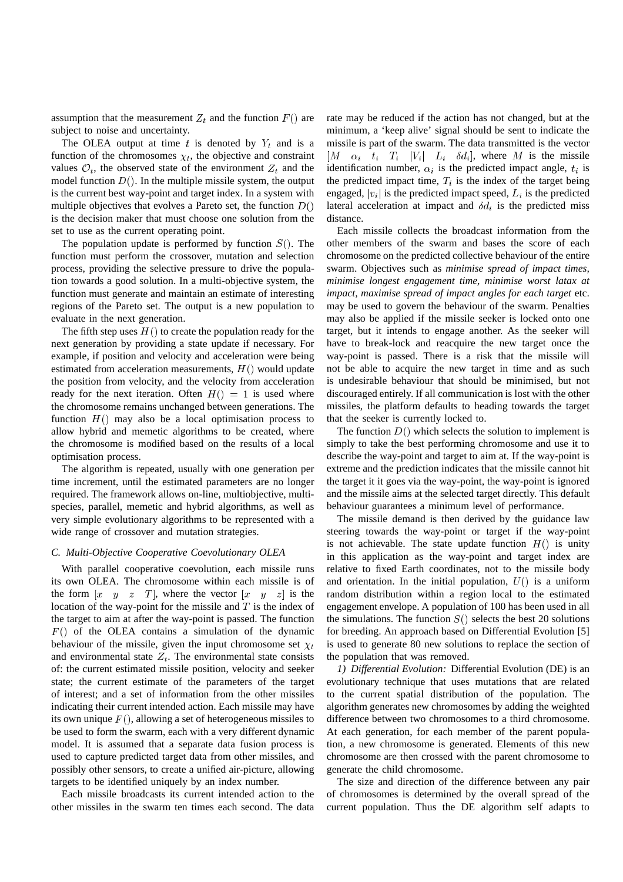assumption that the measurement $Z_t$ and the function $F()$ are subject to noise and uncertainty.

The OLEA output at time $t$ is denoted by $Y_t$ and is a function of the chromosomes $\chi_t$, the objective and constraint values $\mathcal{O}_t$, the observed state of the environment $Z_t$ and the model function $D()$. In the multiple missile system, the output is the current best way-point and target index. In a system with multiple objectives that evolves a Pareto set, the function $D()$ is the decision maker that must choose one solution from the set to use as the current operating point.

The population update is performed by function $S()$. The function must perform the crossover, mutation and selection process, providing the selective pressure to drive the population towards a good solution. In a multi-objective system, the function must generate and maintain an estimate of interesting regions of the Pareto set. The output is a new population to evaluate in the next generation.

The fifth step uses $H()$ to create the population ready for the next generation by providing a state update if necessary. For example, if position and velocity and acceleration were being estimated from acceleration measurements, $H()$ would update the position from velocity, and the velocity from acceleration ready for the next iteration. Often $H() = 1$ is used where the chromosome remains unchanged between generations. The function $H()$ may also be a local optimisation process to allow hybrid and memetic algorithms to be created, where the chromosome is modified based on the results of a local optimisation process.

The algorithm is repeated, usually with one generation per time increment, until the estimated parameters are no longer required. The framework allows on-line, multiobjective, multi-species, parallel, memetic and hybrid algorithms, as well as very simple evolutionary algorithms to be represented with a wide range of crossover and mutation strategies.

### C. Multi-Objective Cooperative Coevolutionary OLEA

With parallel cooperative coevolution, each missile runs its own OLEA. The chromosome within each missile is of the form $[x \quad y \quad z \quad T]$, where the vector $[x \quad y \quad z]$ is the location of the way-point for the missile and $T$ is the index of the target to aim at after the way-point is passed. The function $F()$ of the OLEA contains a simulation of the dynamic behaviour of the missile, given the input chromosome set $\chi_t$ and environmental state $Z_t$. The environmental state consists of: the current estimated missile position, velocity and seeker state; the current estimate of the parameters of the target of interest; and a set of information from the other missiles indicating their current intended action. Each missile may have its own unique $F()$, allowing a set of heterogeneous missiles to be used to form the swarm, each with a very different dynamic model. It is assumed that a separate data fusion process is used to capture predicted target data from other missiles, and possibly other sensors, to create a unified air-picture, allowing targets to be identified uniquely by an index number.

Each missile broadcasts its current intended action to the other missiles in the swarm ten times each second. The data rate may be reduced if the action has not changed, but at the minimum, a 'keep alive' signal should be sent to indicate the missile is part of the swarm. The data transmitted is the vector $[M \quad \alpha_i \quad t_i \quad T_i \quad |V_i| \quad L_i \quad \delta d_i]$, where $M$ is the missile identification number, $\alpha_i$ is the predicted impact angle, $t_i$ is the predicted impact time, $T_i$ is the index of the target being engaged, $|v_i|$ is the predicted impact speed, $L_i$ is the predicted lateral acceleration at impact and $\delta d_i$ is the predicted miss distance.

Each missile collects the broadcast information from the other members of the swarm and bases the score of each chromosome on the predicted collective behaviour of the entire swarm. Objectives such as *minimise spread of impact times, minimise longest engagement time, minimise worst latax at impact, maximise spread of impact angles for each target* etc. may be used to govern the behaviour of the swarm. Penalties may also be applied if the missile seeker is locked onto one target, but it intends to engage another. As the seeker will have to break-lock and reacquire the new target once the way-point is passed. There is a risk that the missile will not be able to acquire the new target in time and as such is undesirable behaviour that should be minimised, but not discouraged entirely. If all communication is lost with the other missiles, the platform defaults to heading towards the target that the seeker is currently locked to.

The function $D()$ which selects the solution to implement is simply to take the best performing chromosome and use it to describe the way-point and target to aim at. If the way-point is extreme and the prediction indicates that the missile cannot hit the target it it goes via the way-point, the way-point is ignored and the missile aims at the selected target directly. This default behaviour guarantees a minimum level of performance.

The missile demand is then derived by the guidance law steering towards the way-point or target if the way-point is not achievable. The state update function $H()$ is unity in this application as the way-point and target index are relative to fixed Earth coordinates, not to the missile body and orientation. In the initial population, $U()$ is a uniform random distribution within a region local to the estimated engagement envelope. A population of 100 has been used in all the simulations. The function $S()$ selects the best 20 solutions for breeding. An approach based on Differential Evolution [5] is used to generate 80 new solutions to replace the section of the population that was removed.

*1) Differential Evolution:* Differential Evolution (DE) is an evolutionary technique that uses mutations that are related to the current spatial distribution of the population. The algorithm generates new chromosomes by adding the weighted difference between two chromosomes to a third chromosome. At each generation, for each member of the parent population, a new chromosome is generated. Elements of this new chromosome are then crossed with the parent chromosome to generate the child chromosome.

The size and direction of the difference between any pair of chromosomes is determined by the overall spread of the current population. Thus the DE algorithm self adapts to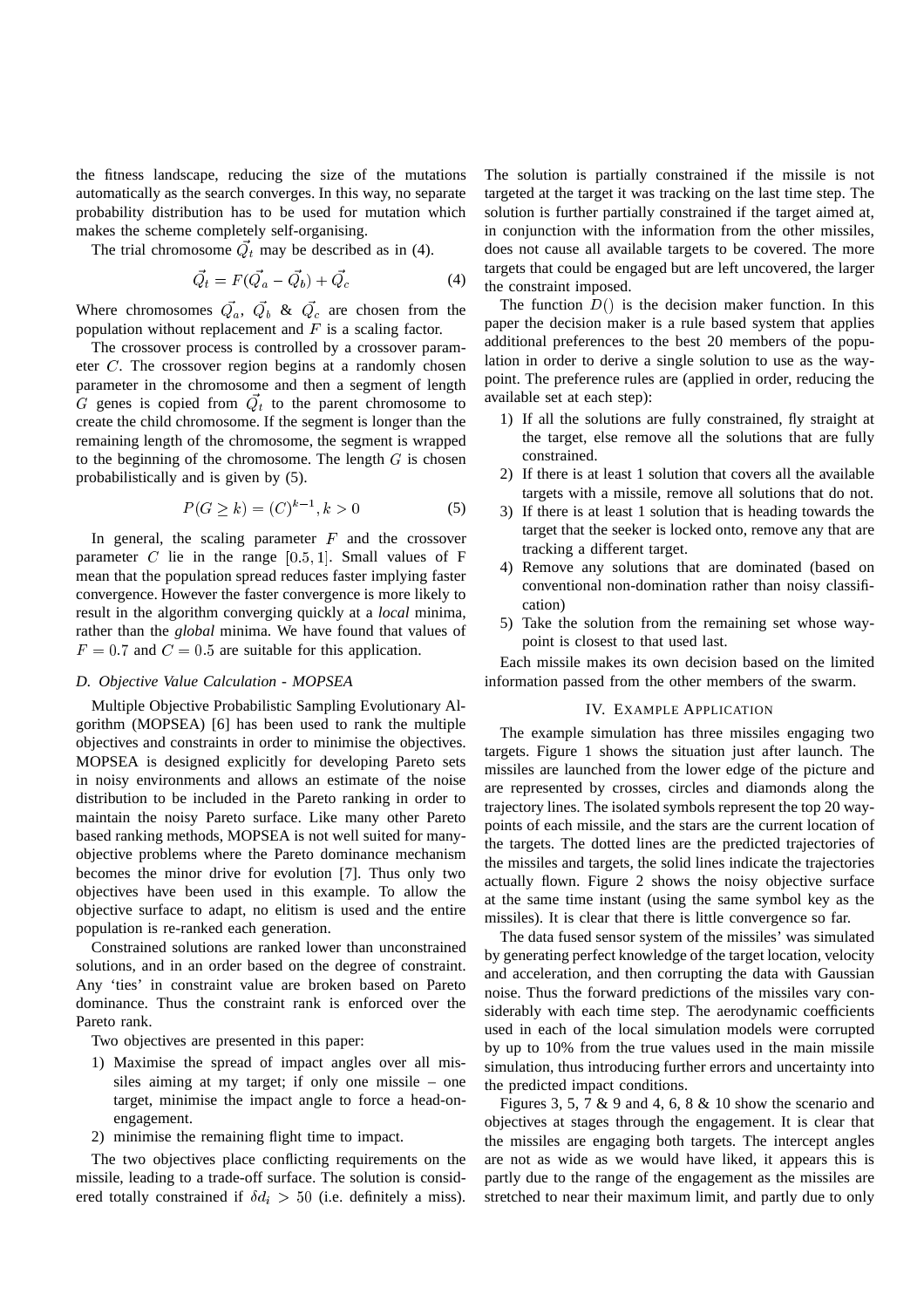the fitness landscape, reducing the size of the mutations automatically as the search converges. In this way, no separate probability distribution has to be used for mutation which makes the scheme completely self-organising.

The trial chromosome $\vec{Q}_t$ may be described as in (4).

$$\vec{Q}_t = F(\vec{Q}_a - \vec{Q}_b) + \vec{Q}_c \tag{4}$$

Where chromosomes $\vec{Q}_a$, $\vec{Q}_b$ & $\vec{Q}_c$ are chosen from the population without replacement and $F$ is a scaling factor.

The crossover process is controlled by a crossover parameter $C$. The crossover region begins at a randomly chosen parameter in the chromosome and then a segment of length $G$ genes is copied from $\vec{Q}_t$ to the parent chromosome to create the child chromosome. If the segment is longer than the remaining length of the chromosome, the segment is wrapped to the beginning of the chromosome. The length $G$ is chosen probabilistically and is given by (5).

$$P(G \geq k) = (C)^{k-1}, k > 0 \tag{5}$$

In general, the scaling parameter $F$ and the crossover parameter $C$ lie in the range $[0.5, 1]$. Small values of F mean that the population spread reduces faster implying faster convergence. However the faster convergence is more likely to result in the algorithm converging quickly at a *local* minima, rather than the *global* minima. We have found that values of $F = 0.7$ and $C = 0.5$ are suitable for this application.

### D. Objective Value Calculation - MOPSEA

Multiple Objective Probabilistic Sampling Evolutionary Algorithm (MOPSEA) [6] has been used to rank the multiple objectives and constraints in order to minimise the objectives. MOPSEA is designed explicitly for developing Pareto sets in noisy environments and allows an estimate of the noise distribution to be included in the Pareto ranking in order to maintain the noisy Pareto surface. Like many other Pareto based ranking methods, MOPSEA is not well suited for many-objective problems where the Pareto dominance mechanism becomes the minor drive for evolution [7]. Thus only two objectives have been used in this example. To allow the objective surface to adapt, no elitism is used and the entire population is re-ranked each generation.

Constrained solutions are ranked lower than unconstrained solutions, and in an order based on the degree of constraint. Any 'ties' in constraint value are broken based on Pareto dominance. Thus the constraint rank is enforced over the Pareto rank.

Two objectives are presented in this paper:

1) Maximise the spread of impact angles over all missiles aiming at my target; if only one missile – one target, minimise the impact angle to force a head-on-engagement.
2) minimise the remaining flight time to impact.

The two objectives place conflicting requirements on the missile, leading to a trade-off surface. The solution is considered totally constrained if $\delta d_i > 50$ (i.e. definitely a miss). The solution is partially constrained if the missile is not targeted at the target it was tracking on the last time step. The solution is further partially constrained if the target aimed at, in conjunction with the information from the other missiles, does not cause all available targets to be covered. The more targets that could be engaged but are left uncovered, the larger the constraint imposed.

The function $D()$ is the decision maker function. In this paper the decision maker is a rule based system that applies additional preferences to the best 20 members of the population in order to derive a single solution to use as the waypoint. The preference rules are (applied in order, reducing the available set at each step):

1) If all the solutions are fully constrained, fly straight at the target, else remove all the solutions that are fully constrained.
2) If there is at least 1 solution that covers all the available targets with a missile, remove all solutions that do not.
3) If there is at least 1 solution that is heading towards the target that the seeker is locked onto, remove any that are tracking a different target.
4) Remove any solutions that are dominated (based on conventional non-domination rather than noisy classification)
5) Take the solution from the remaining set whose waypoint is closest to that used last.

Each missile makes its own decision based on the limited information passed from the other members of the swarm.

## IV. Example Application

The example simulation has three missiles engaging two targets. Figure 1 shows the situation just after launch. The missiles are launched from the lower edge of the picture and are represented by crosses, circles and diamonds along the trajectory lines. The isolated symbols represent the top 20 waypoints of each missile, and the stars are the current location of the targets. The dotted lines are the predicted trajectories of the missiles and targets, the solid lines indicate the trajectories actually flown. Figure 2 shows the noisy objective surface at the same time instant (using the same symbol key as the missiles). It is clear that there is little convergence so far.

The data fused sensor system of the missiles' was simulated by generating perfect knowledge of the target location, velocity and acceleration, and then corrupting the data with Gaussian noise. Thus the forward predictions of the missiles vary considerably with each time step. The aerodynamic coefficients used in each of the local simulation models were corrupted by up to 10% from the true values used in the main missile simulation, thus introducing further errors and uncertainty into the predicted impact conditions.

Figures 3, 5, 7 & 9 and 4, 6, 8 & 10 show the scenario and objectives at stages through the engagement. It is clear that the missiles are engaging both targets. The intercept angles are not as wide as we would have liked, it appears this is partly due to the range of the engagement as the missiles are stretched to near their maximum limit, and partly due to only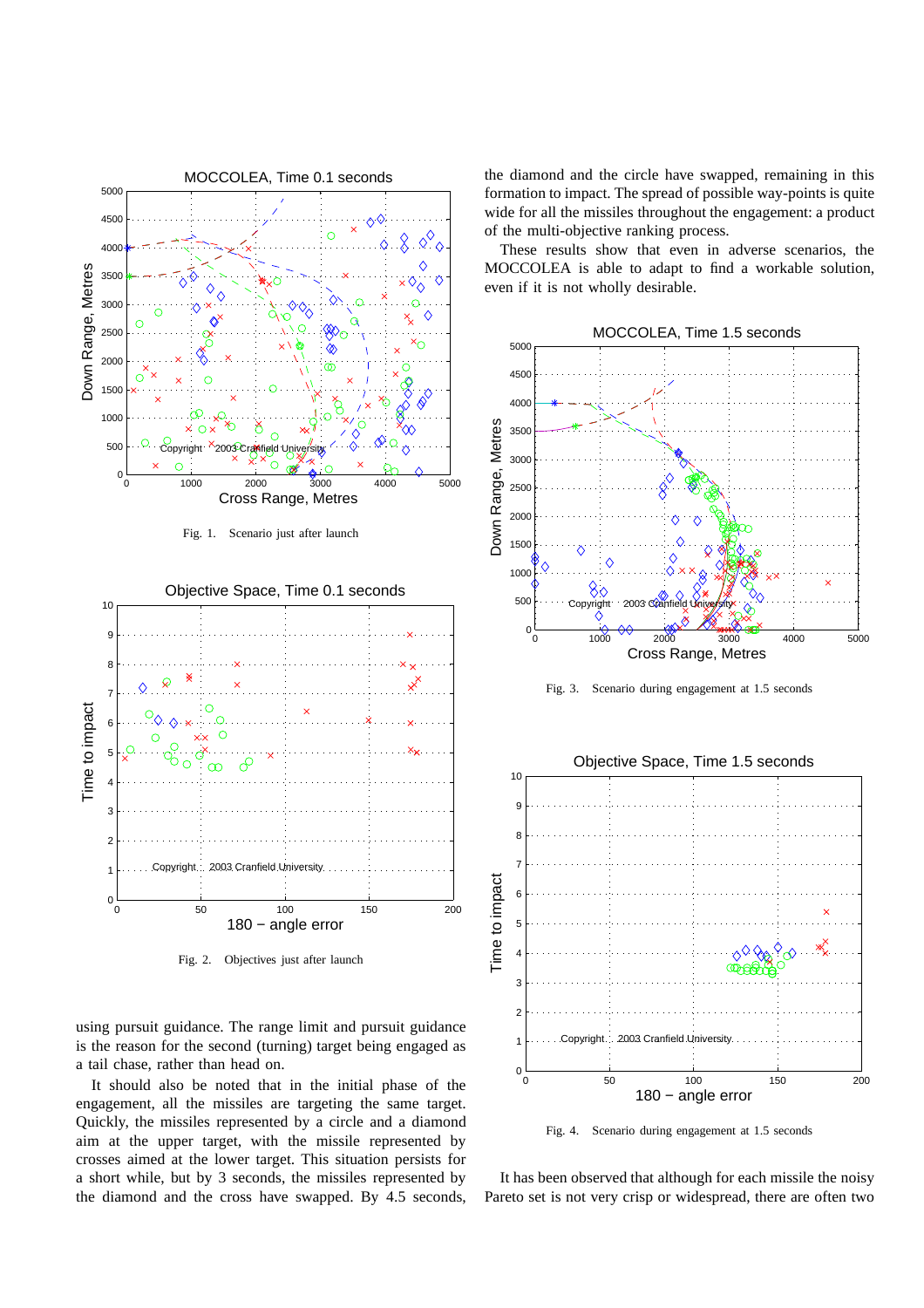Fig. 1. Scenario just after launch

Fig. 2. Objectives just after launch

using pursuit guidance. The range limit and pursuit guidance is the reason for the second (turning) target being engaged as a tail chase, rather than head on.

It should also be noted that in the initial phase of the engagement, all the missiles are targeting the same target. Quickly, the missiles represented by a circle and a diamond aim at the upper target, with the missile represented by crosses aimed at the lower target. This situation persists for a short while, but by 3 seconds, the missiles represented by the diamond and the cross have swapped. By 4.5 seconds, the diamond and the circle have swapped, remaining in this formation to impact. The spread of possible way-points is quite wide for all the missiles throughout the engagement: a product of the multi-objective ranking process.

These results show that even in adverse scenarios, the MOCCOLEA is able to adapt to find a workable solution, even if it is not wholly desirable.

Fig. 3. Scenario during engagement at 1.5 seconds

Fig. 4. Scenario during engagement at 1.5 seconds

It has been observed that although for each missile the noisy Pareto set is not very crisp or widespread, there are often two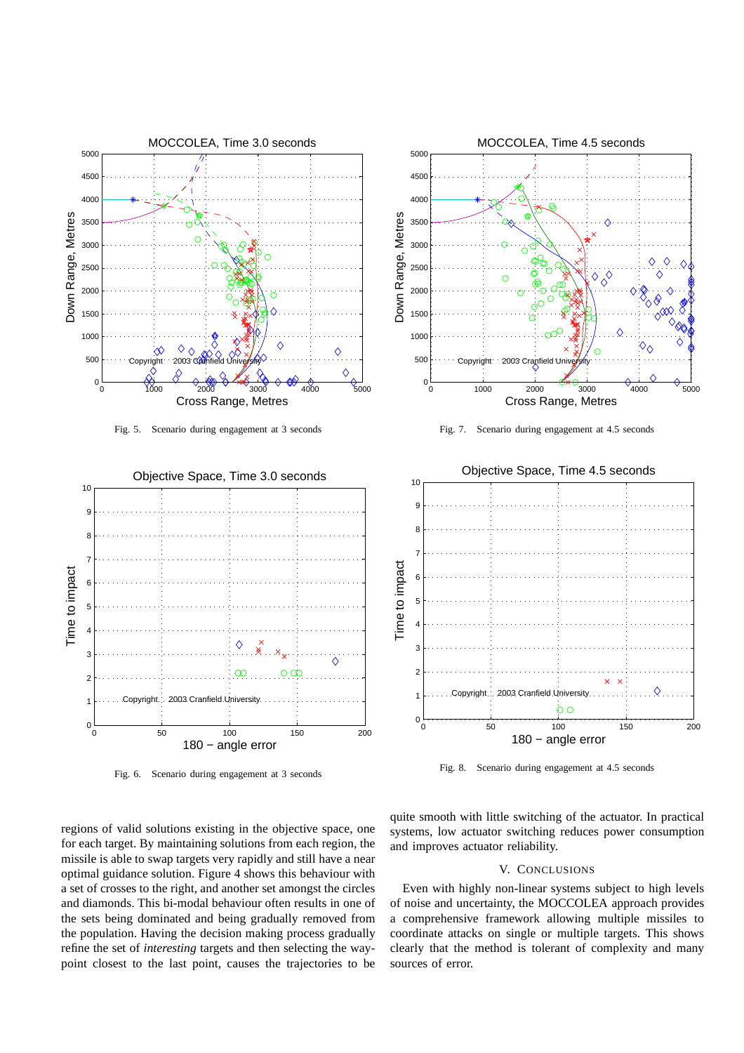Fig. 5. Scenario during engagement at 3 seconds

Fig. 7. Scenario during engagement at 4.5 seconds

Fig. 6. Scenario during engagement at 3 seconds

Fig. 8. Scenario during engagement at 4.5 seconds

regions of valid solutions existing in the objective space, one for each target. By maintaining solutions from each region, the missile is able to swap targets very rapidly and still have a near optimal guidance solution. Figure 4 shows this behaviour with a set of crosses to the right, and another set amongst the circles and diamonds. This bi-modal behaviour often results in one of the sets being dominated and being gradually removed from the population. Having the decision making process gradually refine the set of *interesting* targets and then selecting the waypoint closest to the last point, causes the trajectories to be quite smooth with little switching of the actuator. In practical systems, low actuator switching reduces power consumption and improves actuator reliability.

## V. Conclusions

Even with highly non-linear systems subject to high levels of noise and uncertainty, the MOCCOLEA approach provides a comprehensive framework allowing multiple missiles to coordinate attacks on single or multiple targets. This shows clearly that the method is tolerant of complexity and many sources of error.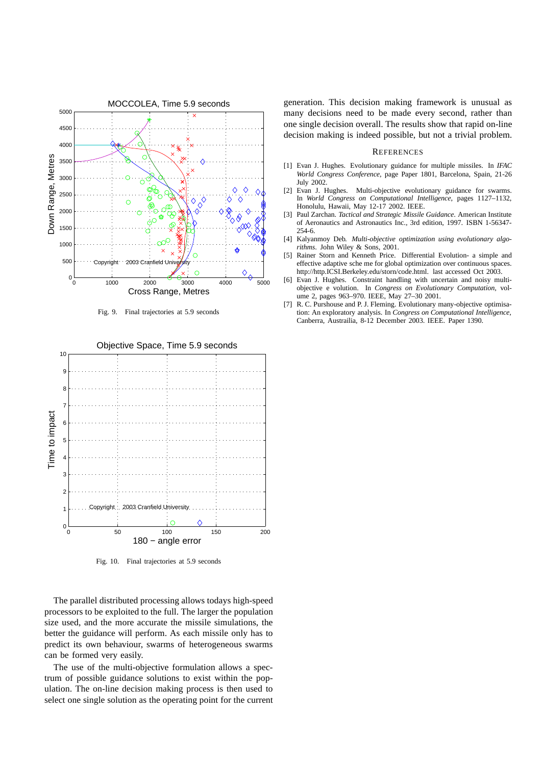MOCCOLEA, Time 5.9 seconds

Down Range, Metres

Cross Range, Metres

0
500
1000
1500
2000
2500
3000
3500
4000
4500
5000

0
1000
2000
3000
4000
5000

Copyright 2003 Cranfield University

Fig. 9. Final trajectories at 5.9 seconds

Objective Space, Time 5.9 seconds

Time to impact

180 − angle error

0
1
2
3
4
5
6
7
8
9
10

0
50
100
150
200

Copyright 2003 Cranfield University

Fig. 10. Final trajectories at 5.9 seconds

The parallel distributed processing allows todays high-speed processors to be exploited to the full. The larger the population size used, and the more accurate the missile simulations, the better the guidance will perform. As each missile only has to predict its own behaviour, swarms of heterogeneous swarms can be formed very easily.

The use of the multi-objective formulation allows a spectrum of possible guidance solutions to exist within the population. The on-line decision making process is then used to select one single solution as the operating point for the current generation. This decision making framework is unusual as many decisions need to be made every second, rather than one single decision overall. The results show that rapid on-line decision making is indeed possible, but not a trivial problem.

## REFERENCES

[1] Evan J. Hughes. Evolutionary guidance for multiple missiles. In *IFAC World Congress Conference*, page Paper 1801, Barcelona, Spain, 21-26 July 2002.

[2] Evan J. Hughes. Multi-objective evolutionary guidance for swarms. In *World Congress on Computational Intelligence*, pages 1127–1132, Honolulu, Hawaii, May 12-17 2002. IEEE.

[3] Paul Zarchan. *Tactical and Strategic Missile Guidance*. American Institute of Aeronautics and Astronautics Inc., 3rd edition, 1997. ISBN 1-56347-254-6.

[4] Kalyanmoy Deb. *Multi-objective optimization using evolutionary algorithms*. John Wiley & Sons, 2001.

[5] Rainer Storn and Kenneth Price. Differential Evolution- a simple and effective adaptive sche me for global optimization over continuous spaces. http://http.ICSI.Berkeley.edu/storn/code.html. last accessed Oct 2003.

[6] Evan J. Hughes. Constraint handling with uncertain and noisy multi-objective e volution. In *Congress on Evolutionary Computation*, volume 2, pages 963–970. IEEE, May 27–30 2001.

[7] R. C. Purshouse and P. J. Fleming. Evolutionary many-objective optimisation: An exploratory analysis. In *Congress on Computational Intelligence*, Canberra, Austrailia, 8-12 December 2003. IEEE. Paper 1390.